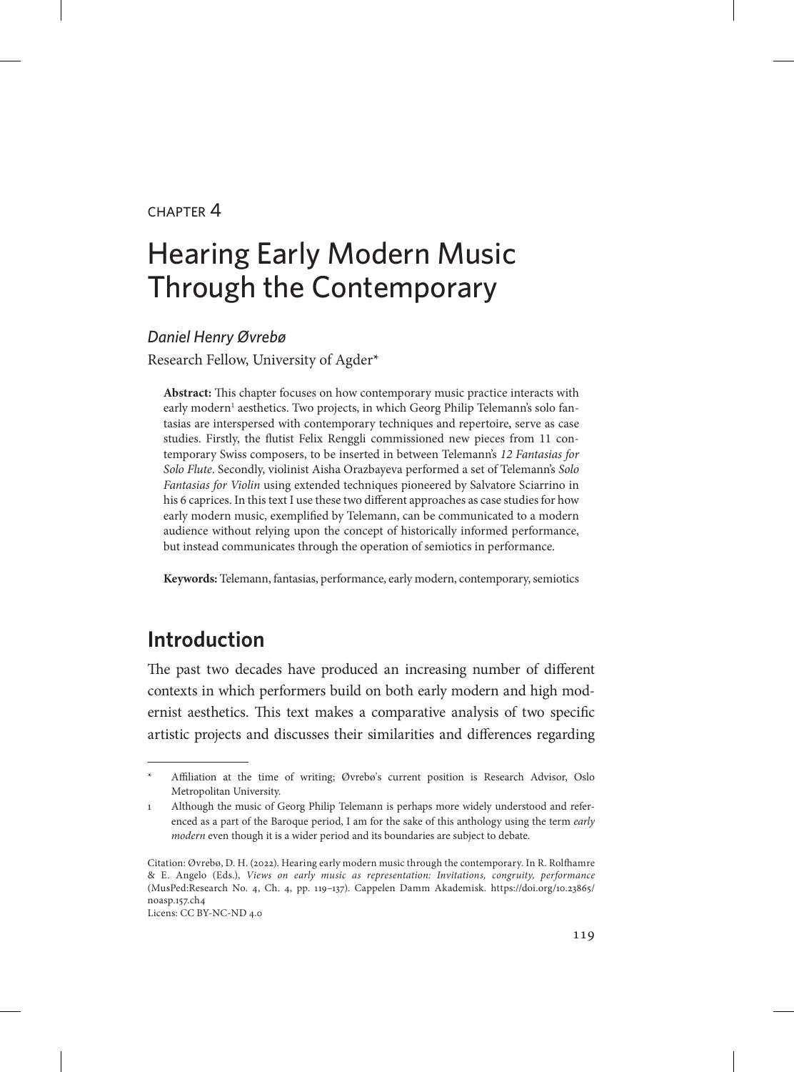CHAPTER 4

# Hearing Early Modern Music Through the Contemporary

*Daniel Henry Øvrebø*

Research Fellow, University of Agder*

**Abstract:** This chapter focuses on how contemporary music practice interacts with early modern[1] aesthetics. Two projects, in which Georg Philip Telemann's solo fantasias are interspersed with contemporary techniques and repertoire, serve as case studies. Firstly, the flutist Felix Renggli commissioned new pieces from 11 contemporary Swiss composers, to be inserted in between Telemann's *12 Fantasias for Solo Flute*. Secondly, violinist Aisha Orazbayeva performed a set of Telemann's *Solo Fantasias for Violin* using extended techniques pioneered by Salvatore Sciarrino in his 6 caprices. In this text I use these two different approaches as case studies for how early modern music, exemplified by Telemann, can be communicated to a modern audience without relying upon the concept of historically informed performance, but instead communicates through the operation of semiotics in performance.

**Keywords:** Telemann, fantasias, performance, early modern, contemporary, semiotics

## Introduction

The past two decades have produced an increasing number of different contexts in which performers build on both early modern and high modernist aesthetics. This text makes a comparative analysis of two specific artistic projects and discusses their similarities and differences regarding

---

\* Affiliation at the time of writing; Øvrebø's current position is Research Advisor, Oslo Metropolitan University.

1 Although the music of Georg Philip Telemann is perhaps more widely understood and referenced as a part of the Baroque period, I am for the sake of this anthology using the term *early modern* even though it is a wider period and its boundaries are subject to debate.

Citation: Øvrebø, D. H. (2022). Hearing early modern music through the contemporary. In R. Rolfhamre & E. Angelo (Eds.), *Views on early music as representation: Invitations, congruity, performance* (MusPed:Research No. 4, Ch. 4, pp. 119–137). Cappelen Damm Akademisk. https://doi.org/10.23865/noasp.157.ch4
Licens: CC BY-NC-ND 4.0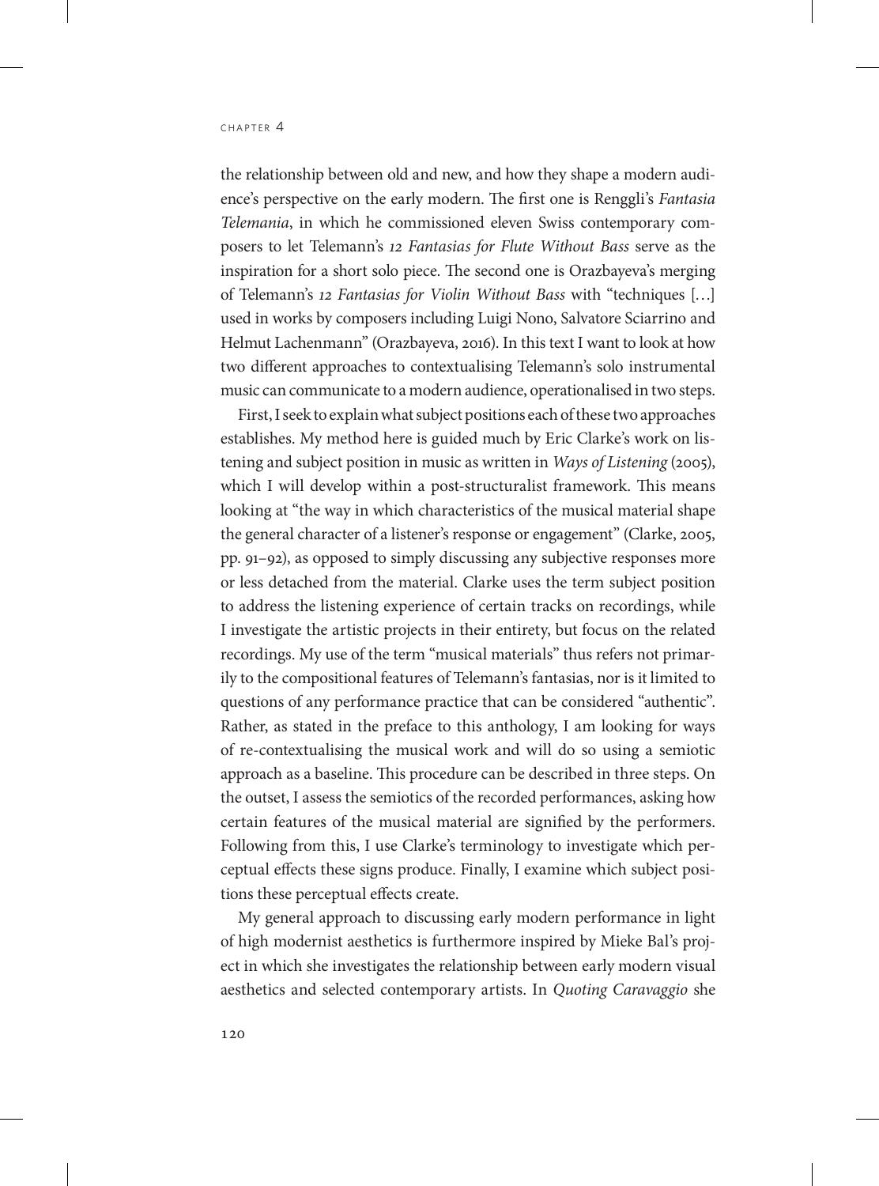the relationship between old and new, and how they shape a modern audience's perspective on the early modern. The first one is Renggli's *Fantasia Telemania*, in which he commissioned eleven Swiss contemporary composers to let Telemann's *12 Fantasias for Flute Without Bass* serve as the inspiration for a short solo piece. The second one is Orazbayeva's merging of Telemann's *12 Fantasias for Violin Without Bass* with "techniques […] used in works by composers including Luigi Nono, Salvatore Sciarrino and Helmut Lachenmann" (Orazbayeva, 2016). In this text I want to look at how two different approaches to contextualising Telemann's solo instrumental music can communicate to a modern audience, operationalised in two steps.

First, I seek to explain what subject positions each of these two approaches establishes. My method here is guided much by Eric Clarke's work on listening and subject position in music as written in *Ways of Listening* (2005), which I will develop within a post-structuralist framework. This means looking at "the way in which characteristics of the musical material shape the general character of a listener's response or engagement" (Clarke, 2005, pp. 91–92), as opposed to simply discussing any subjective responses more or less detached from the material. Clarke uses the term subject position to address the listening experience of certain tracks on recordings, while I investigate the artistic projects in their entirety, but focus on the related recordings. My use of the term "musical materials" thus refers not primarily to the compositional features of Telemann's fantasias, nor is it limited to questions of any performance practice that can be considered "authentic". Rather, as stated in the preface to this anthology, I am looking for ways of re-contextualising the musical work and will do so using a semiotic approach as a baseline. This procedure can be described in three steps. On the outset, I assess the semiotics of the recorded performances, asking how certain features of the musical material are signified by the performers. Following from this, I use Clarke's terminology to investigate which perceptual effects these signs produce. Finally, I examine which subject positions these perceptual effects create.

My general approach to discussing early modern performance in light of high modernist aesthetics is furthermore inspired by Mieke Bal's project in which she investigates the relationship between early modern visual aesthetics and selected contemporary artists. In *Quoting Caravaggio* she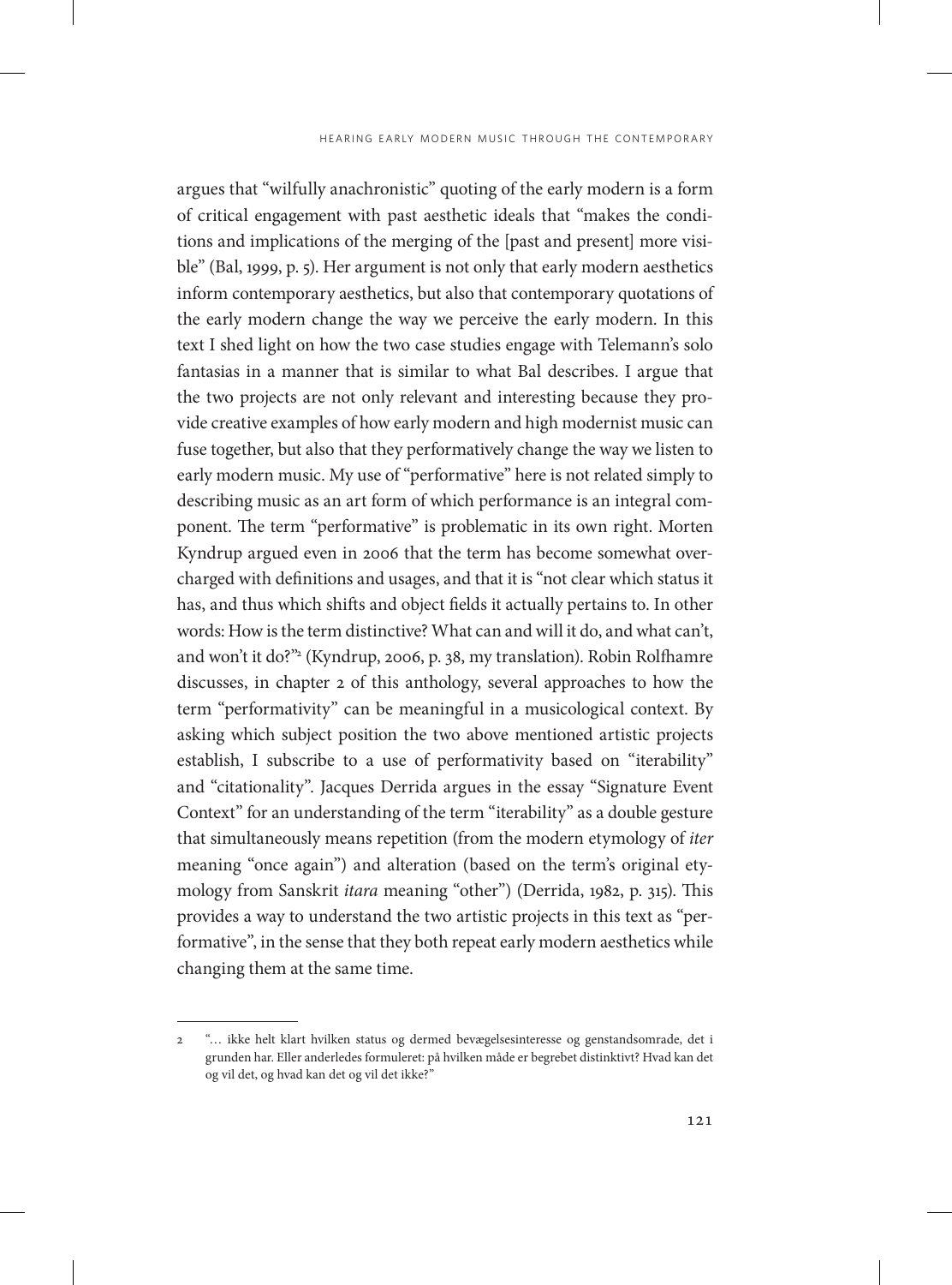argues that "wilfully anachronistic" quoting of the early modern is a form of critical engagement with past aesthetic ideals that "makes the conditions and implications of the merging of the [past and present] more visible" (Bal, 1999, p. 5). Her argument is not only that early modern aesthetics inform contemporary aesthetics, but also that contemporary quotations of the early modern change the way we perceive the early modern. In this text I shed light on how the two case studies engage with Telemann's solo fantasias in a manner that is similar to what Bal describes. I argue that the two projects are not only relevant and interesting because they provide creative examples of how early modern and high modernist music can fuse together, but also that they performatively change the way we listen to early modern music. My use of "performative" here is not related simply to describing music as an art form of which performance is an integral component. The term "performative" is problematic in its own right. Morten Kyndrup argued even in 2006 that the term has become somewhat overcharged with definitions and usages, and that it is "not clear which status it has, and thus which shifts and object fields it actually pertains to. In other words: How is the term distinctive? What can and will it do, and what can't, and won't it do?"[2] (Kyndrup, 2006, p. 38, my translation). Robin Rolfhamre discusses, in chapter 2 of this anthology, several approaches to how the term "performativity" can be meaningful in a musicological context. By asking which subject position the two above mentioned artistic projects establish, I subscribe to a use of performativity based on "iterability" and "citationality". Jacques Derrida argues in the essay "Signature Event Context" for an understanding of the term "iterability" as a double gesture that simultaneously means repetition (from the modern etymology of *iter* meaning "once again") and alteration (based on the term's original etymology from Sanskrit *itara* meaning "other") (Derrida, 1982, p. 315). This provides a way to understand the two artistic projects in this text as "performative", in the sense that they both repeat early modern aesthetics while changing them at the same time.

---

2 "… ikke helt klart hvilken status og dermed bevægelsesinteresse og genstandsomrade, det i grunden har. Eller anderledes formuleret: på hvilken måde er begrebet distinktivt? Hvad kan det og vil det, og hvad kan det og vil det ikke?"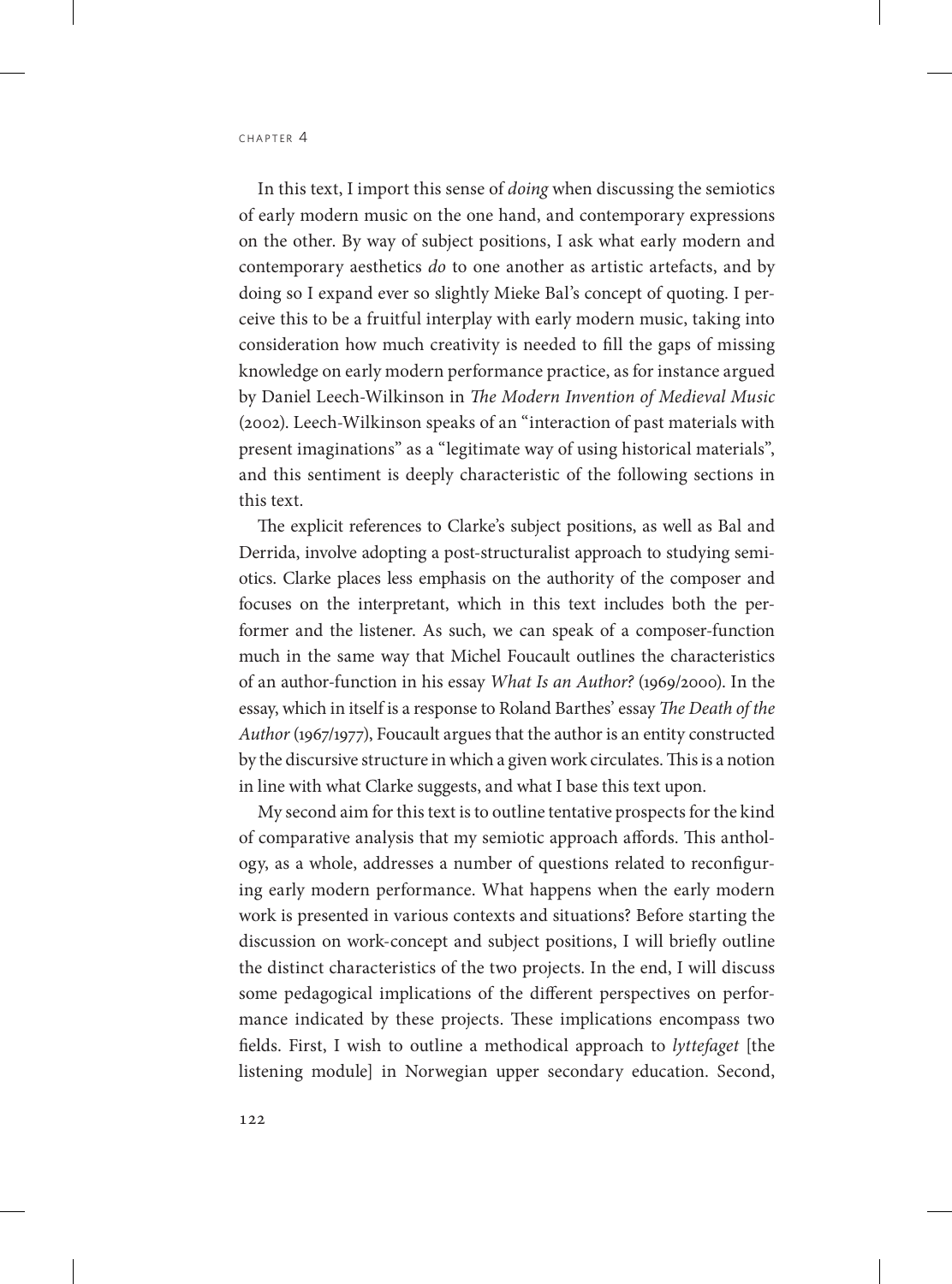In this text, I import this sense of *doing* when discussing the semiotics of early modern music on the one hand, and contemporary expressions on the other. By way of subject positions, I ask what early modern and contemporary aesthetics *do* to one another as artistic artefacts, and by doing so I expand ever so slightly Mieke Bal's concept of quoting. I perceive this to be a fruitful interplay with early modern music, taking into consideration how much creativity is needed to fill the gaps of missing knowledge on early modern performance practice, as for instance argued by Daniel Leech-Wilkinson in *The Modern Invention of Medieval Music* (2002). Leech-Wilkinson speaks of an "interaction of past materials with present imaginations" as a "legitimate way of using historical materials", and this sentiment is deeply characteristic of the following sections in this text.

The explicit references to Clarke's subject positions, as well as Bal and Derrida, involve adopting a post-structuralist approach to studying semiotics. Clarke places less emphasis on the authority of the composer and focuses on the interpretant, which in this text includes both the performer and the listener. As such, we can speak of a composer-function much in the same way that Michel Foucault outlines the characteristics of an author-function in his essay *What Is an Author?* (1969/2000). In the essay, which in itself is a response to Roland Barthes' essay *The Death of the Author* (1967/1977), Foucault argues that the author is an entity constructed by the discursive structure in which a given work circulates. This is a notion in line with what Clarke suggests, and what I base this text upon.

My second aim for this text is to outline tentative prospects for the kind of comparative analysis that my semiotic approach affords. This anthology, as a whole, addresses a number of questions related to reconfiguring early modern performance. What happens when the early modern work is presented in various contexts and situations? Before starting the discussion on work-concept and subject positions, I will briefly outline the distinct characteristics of the two projects. In the end, I will discuss some pedagogical implications of the different perspectives on performance indicated by these projects. These implications encompass two fields. First, I wish to outline a methodical approach to *lyttefaget* [the listening module] in Norwegian upper secondary education. Second,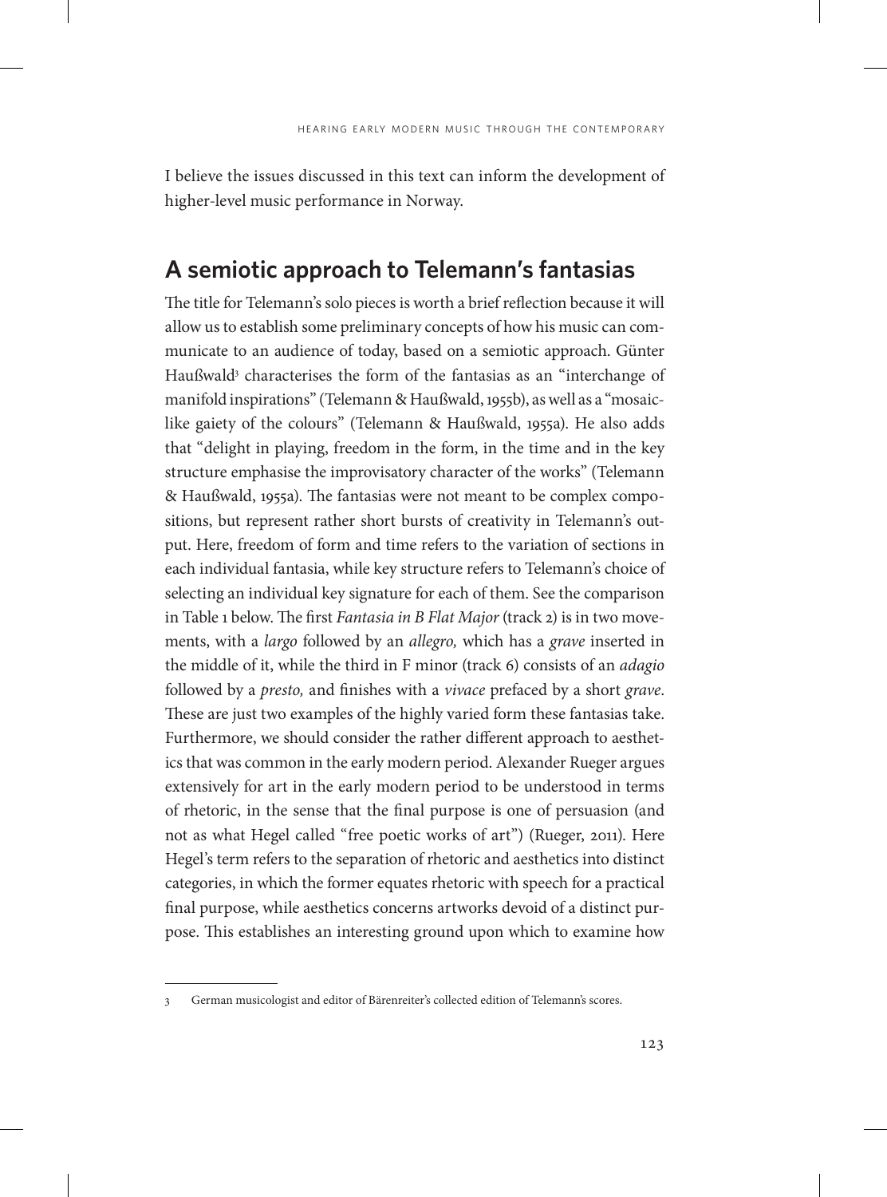I believe the issues discussed in this text can inform the development of higher-level music performance in Norway.

## A semiotic approach to Telemann's fantasias

The title for Telemann's solo pieces is worth a brief reflection because it will allow us to establish some preliminary concepts of how his music can communicate to an audience of today, based on a semiotic approach. Günter Haußwald[3] characterises the form of the fantasias as an "interchange of manifold inspirations" (Telemann & Haußwald, 1955b), as well as a "mosaic-like gaiety of the colours" (Telemann & Haußwald, 1955a). He also adds that "delight in playing, freedom in the form, in the time and in the key structure emphasise the improvisatory character of the works" (Telemann & Haußwald, 1955a). The fantasias were not meant to be complex compositions, but represent rather short bursts of creativity in Telemann's output. Here, freedom of form and time refers to the variation of sections in each individual fantasia, while key structure refers to Telemann's choice of selecting an individual key signature for each of them. See the comparison in Table 1 below. The first *Fantasia in B Flat Major* (track 2) is in two movements, with a *largo* followed by an *allegro,* which has a *grave* inserted in the middle of it, while the third in F minor (track 6) consists of an *adagio* followed by a *presto,* and finishes with a *vivace* prefaced by a short *grave*. These are just two examples of the highly varied form these fantasias take. Furthermore, we should consider the rather different approach to aesthetics that was common in the early modern period. Alexander Rueger argues extensively for art in the early modern period to be understood in terms of rhetoric, in the sense that the final purpose is one of persuasion (and not as what Hegel called "free poetic works of art") (Rueger, 2011). Here Hegel's term refers to the separation of rhetoric and aesthetics into distinct categories, in which the former equates rhetoric with speech for a practical final purpose, while aesthetics concerns artworks devoid of a distinct purpose. This establishes an interesting ground upon which to examine how

---

3 German musicologist and editor of Bärenreiter's collected edition of Telemann's scores.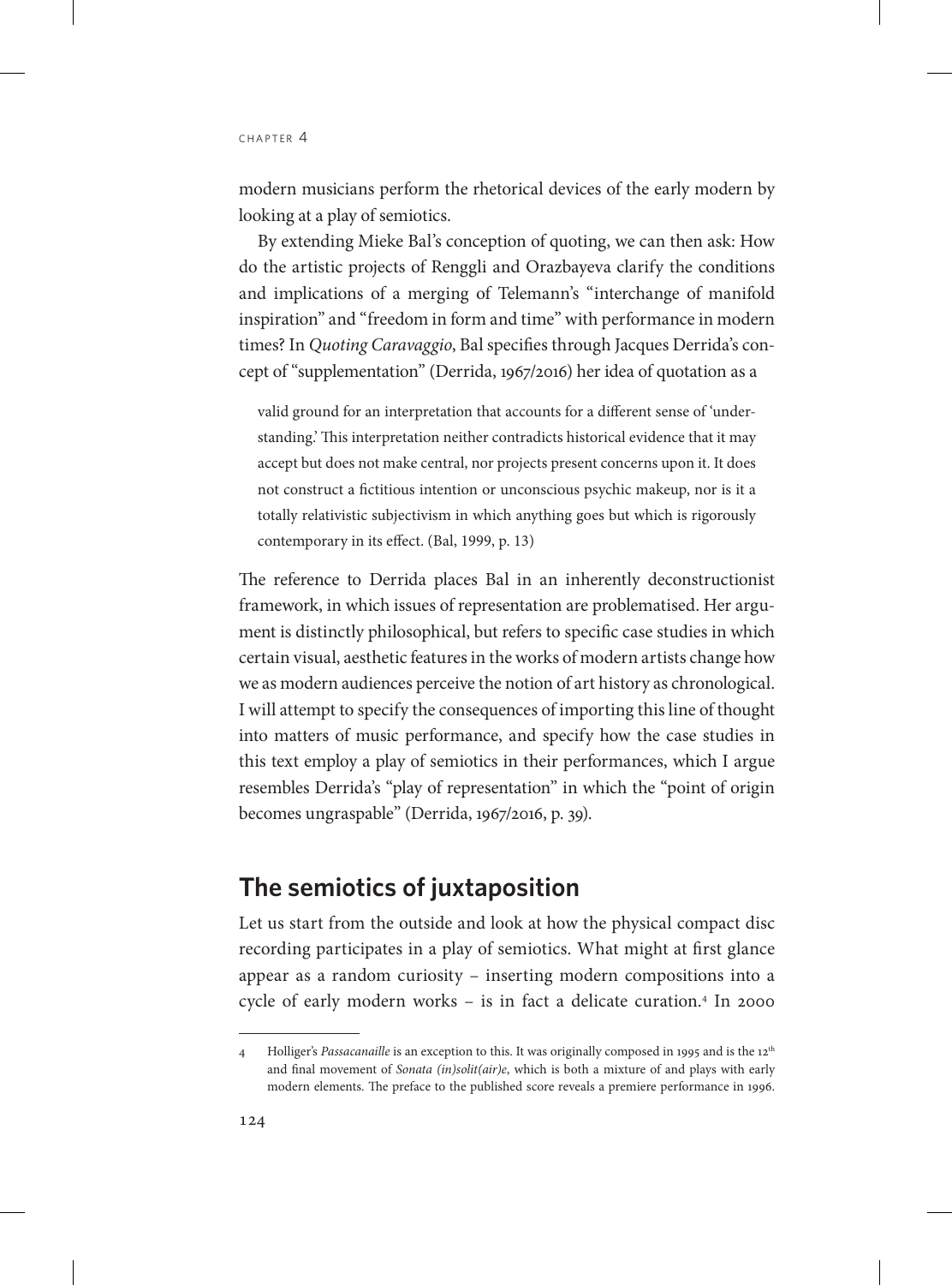modern musicians perform the rhetorical devices of the early modern by looking at a play of semiotics.

By extending Mieke Bal's conception of quoting, we can then ask: How do the artistic projects of Renggli and Orazbayeva clarify the conditions and implications of a merging of Telemann's "interchange of manifold inspiration" and "freedom in form and time" with performance in modern times? In *Quoting Caravaggio*, Bal specifies through Jacques Derrida's concept of "supplementation" (Derrida, 1967/2016) her idea of quotation as a

> valid ground for an interpretation that accounts for a different sense of 'understanding.' This interpretation neither contradicts historical evidence that it may accept but does not make central, nor projects present concerns upon it. It does not construct a fictitious intention or unconscious psychic makeup, nor is it a totally relativistic subjectivism in which anything goes but which is rigorously contemporary in its effect. (Bal, 1999, p. 13)

The reference to Derrida places Bal in an inherently deconstructionist framework, in which issues of representation are problematised. Her argument is distinctly philosophical, but refers to specific case studies in which certain visual, aesthetic features in the works of modern artists change how we as modern audiences perceive the notion of art history as chronological. I will attempt to specify the consequences of importing this line of thought into matters of music performance, and specify how the case studies in this text employ a play of semiotics in their performances, which I argue resembles Derrida's "play of representation" in which the "point of origin becomes ungraspable" (Derrida, 1967/2016, p. 39).

## The semiotics of juxtaposition

Let us start from the outside and look at how the physical compact disc recording participates in a play of semiotics. What might at first glance appear as a random curiosity – inserting modern compositions into a cycle of early modern works – is in fact a delicate curation.[4] In 2000

---

4 Holliger's *Passacanaille* is an exception to this. It was originally composed in 1995 and is the 12th and final movement of *Sonata (in)solit(air)e*, which is both a mixture of and plays with early modern elements. The preface to the published score reveals a premiere performance in 1996.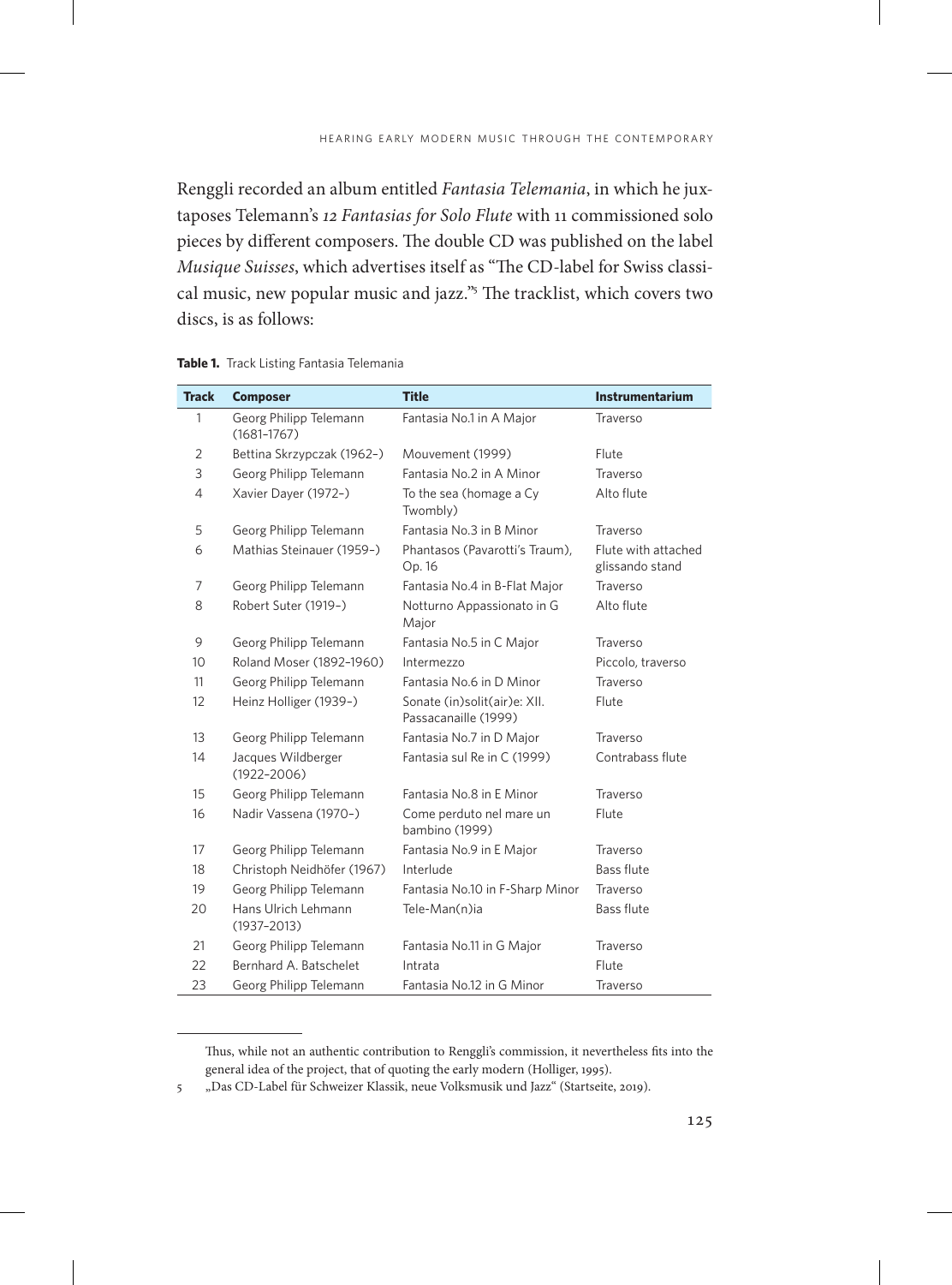Renggli recorded an album entitled *Fantasia Telemania*, in which he juxtaposes Telemann's *12 Fantasias for Solo Flute* with 11 commissioned solo pieces by different composers. The double CD was published on the label *Musique Suisses*, which advertises itself as "The CD-label for Swiss classical music, new popular music and jazz."[5] The tracklist, which covers two discs, is as follows:

**Table 1.** Track Listing Fantasia Telemania

| Track | Composer | Title | Instrumentarium |
|---|---|---|---|
| 1 | Georg Philipp Telemann (1681–1767) | Fantasia No.1 in A Major | Traverso |
| 2 | Bettina Skrzypczak (1962–) | Mouvement (1999) | Flute |
| 3 | Georg Philipp Telemann | Fantasia No.2 in A Minor | Traverso |
| 4 | Xavier Dayer (1972–) | To the sea (homage a Cy Twombly) | Alto flute |
| 5 | Georg Philipp Telemann | Fantasia No.3 in B Minor | Traverso |
| 6 | Mathias Steinauer (1959–) | Phantasos (Pavarotti's Traum), Op. 16 | Flute with attached glissando stand |
| 7 | Georg Philipp Telemann | Fantasia No.4 in B-Flat Major | Traverso |
| 8 | Robert Suter (1919–) | Notturno Appassionato in G Major | Alto flute |
| 9 | Georg Philipp Telemann | Fantasia No.5 in C Major | Traverso |
| 10 | Roland Moser (1892–1960) | Intermezzo | Piccolo, traverso |
| 11 | Georg Philipp Telemann | Fantasia No.6 in D Minor | Traverso |
| 12 | Heinz Holliger (1939–) | Sonate (in)solit(air)e: XII. Passacanaille (1999) | Flute |
| 13 | Georg Philipp Telemann | Fantasia No.7 in D Major | Traverso |
| 14 | Jacques Wildberger (1922–2006) | Fantasia sul Re in C (1999) | Contrabass flute |
| 15 | Georg Philipp Telemann | Fantasia No.8 in E Minor | Traverso |
| 16 | Nadir Vassena (1970–) | Come perduto nel mare un bambino (1999) | Flute |
| 17 | Georg Philipp Telemann | Fantasia No.9 in E Major | Traverso |
| 18 | Christoph Neidhöfer (1967) | Interlude | Bass flute |
| 19 | Georg Philipp Telemann | Fantasia No.10 in F-Sharp Minor | Traverso |
| 20 | Hans Ulrich Lehmann (1937–2013) | Tele-Man(n)ia | Bass flute |
| 21 | Georg Philipp Telemann | Fantasia No.11 in G Major | Traverso |
| 22 | Bernhard A. Batschelet | Intrata | Flute |
| 23 | Georg Philipp Telemann | Fantasia No.12 in G Minor | Traverso |

Thus, while not an authentic contribution to Renggli's commission, it nevertheless fits into the general idea of the project, that of quoting the early modern (Holliger, 1995).

5 „Das CD-Label für Schweizer Klassik, neue Volksmusik und Jazz" (Startseite, 2019).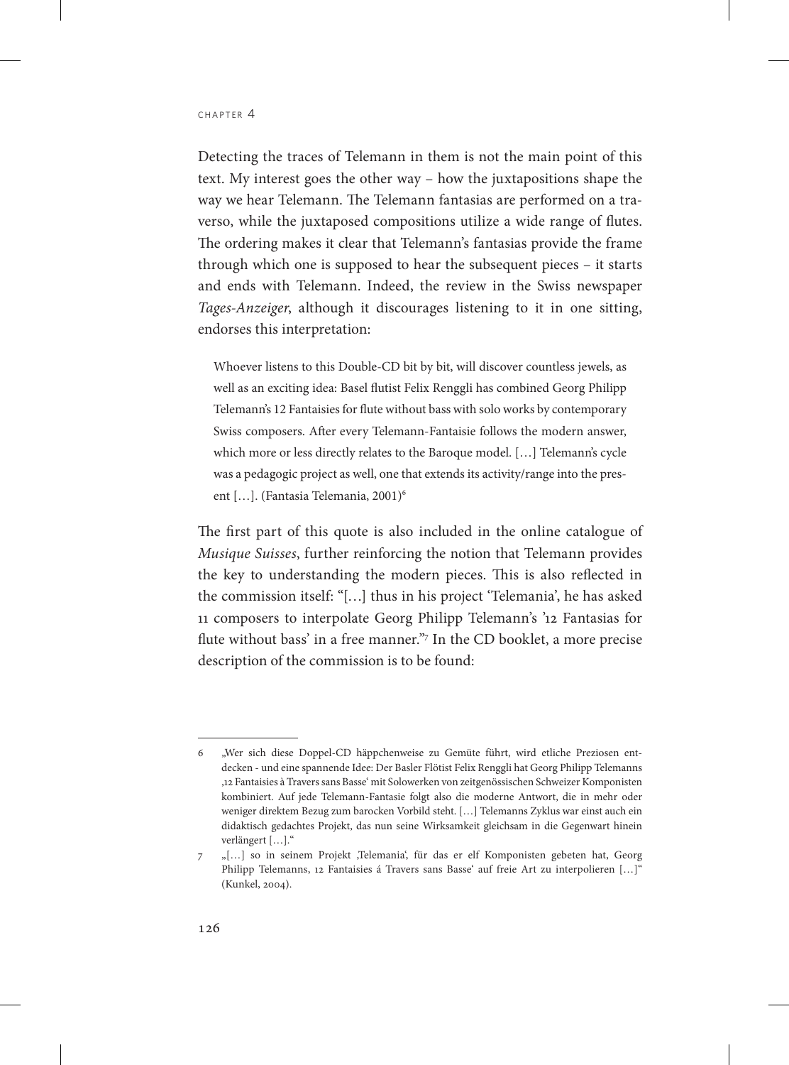Detecting the traces of Telemann in them is not the main point of this text. My interest goes the other way – how the juxtapositions shape the way we hear Telemann. The Telemann fantasias are performed on a traverso, while the juxtaposed compositions utilize a wide range of flutes. The ordering makes it clear that Telemann's fantasias provide the frame through which one is supposed to hear the subsequent pieces – it starts and ends with Telemann. Indeed, the review in the Swiss newspaper *Tages-Anzeiger*, although it discourages listening to it in one sitting, endorses this interpretation:

> Whoever listens to this Double-CD bit by bit, will discover countless jewels, as well as an exciting idea: Basel flutist Felix Renggli has combined Georg Philipp Telemann's 12 Fantaisies for flute without bass with solo works by contemporary Swiss composers. After every Telemann-Fantaisie follows the modern answer, which more or less directly relates to the Baroque model. […] Telemann's cycle was a pedagogic project as well, one that extends its activity/range into the present […]. (Fantasia Telemania, 2001)[6]

The first part of this quote is also included in the online catalogue of *Musique Suisses*, further reinforcing the notion that Telemann provides the key to understanding the modern pieces. This is also reflected in the commission itself: "[…] thus in his project 'Telemania', he has asked 11 composers to interpolate Georg Philipp Telemann's '12 Fantasias for flute without bass' in a free manner."[7] In the CD booklet, a more precise description of the commission is to be found:

---

6 „Wer sich diese Doppel-CD häppchenweise zu Gemüte führt, wird etliche Preziosen entdecken - und eine spannende Idee: Der Basler Flötist Felix Renggli hat Georg Philipp Telemanns ‚12 Fantaisies à Travers sans Basse' mit Solowerken von zeitgenössischen Schweizer Komponisten kombiniert. Auf jede Telemann-Fantasie folgt also die moderne Antwort, die in mehr oder weniger direktem Bezug zum barocken Vorbild steht. […] Telemanns Zyklus war einst auch ein didaktisch gedachtes Projekt, das nun seine Wirksamkeit gleichsam in die Gegenwart hinein verlängert […]."

7 „[…] so in seinem Projekt ‚Telemania', für das er elf Komponisten gebeten hat, Georg Philipp Telemanns, 12 Fantaisies á Travers sans Basse' auf freie Art zu interpolieren […]" (Kunkel, 2004).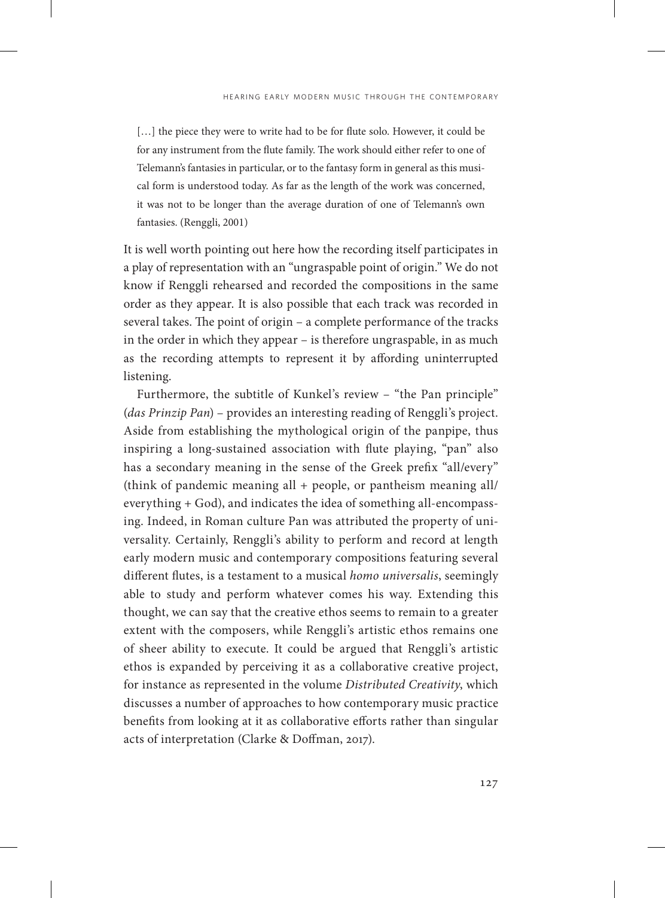> […] the piece they were to write had to be for flute solo. However, it could be for any instrument from the flute family. The work should either refer to one of Telemann's fantasies in particular, or to the fantasy form in general as this musical form is understood today. As far as the length of the work was concerned, it was not to be longer than the average duration of one of Telemann's own fantasies. (Renggli, 2001)

It is well worth pointing out here how the recording itself participates in a play of representation with an "ungraspable point of origin." We do not know if Renggli rehearsed and recorded the compositions in the same order as they appear. It is also possible that each track was recorded in several takes. The point of origin – a complete performance of the tracks in the order in which they appear – is therefore ungraspable, in as much as the recording attempts to represent it by affording uninterrupted listening.

Furthermore, the subtitle of Kunkel's review – "the Pan principle" (*das Prinzip Pan*) – provides an interesting reading of Renggli's project. Aside from establishing the mythological origin of the panpipe, thus inspiring a long-sustained association with flute playing, "pan" also has a secondary meaning in the sense of the Greek prefix "all/every" (think of pandemic meaning all + people, or pantheism meaning all/everything + God), and indicates the idea of something all-encompassing. Indeed, in Roman culture Pan was attributed the property of universality. Certainly, Renggli's ability to perform and record at length early modern music and contemporary compositions featuring several different flutes, is a testament to a musical *homo universalis*, seemingly able to study and perform whatever comes his way. Extending this thought, we can say that the creative ethos seems to remain to a greater extent with the composers, while Renggli's artistic ethos remains one of sheer ability to execute. It could be argued that Renggli's artistic ethos is expanded by perceiving it as a collaborative creative project, for instance as represented in the volume *Distributed Creativity*, which discusses a number of approaches to how contemporary music practice benefits from looking at it as collaborative efforts rather than singular acts of interpretation (Clarke & Doffman, 2017).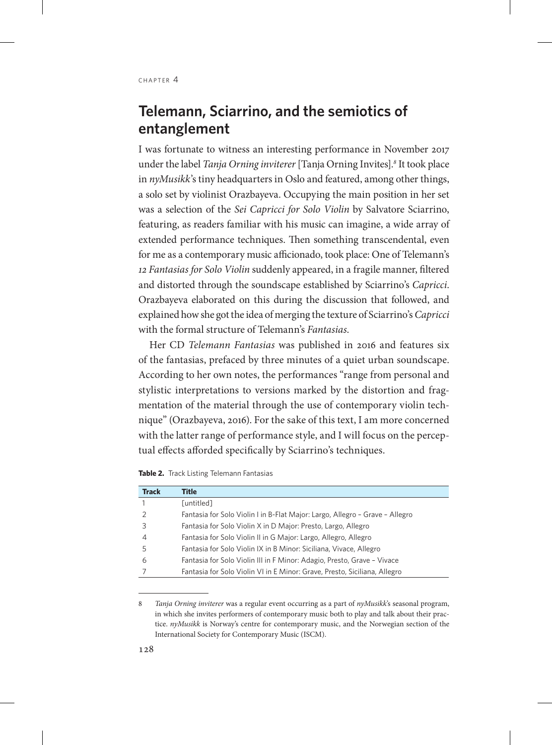# Telemann, Sciarrino, and the semiotics of entanglement

I was fortunate to witness an interesting performance in November 2017 under the label *Tanja Orning inviterer* [Tanja Orning Invites].[8] It took place in *nyMusikk*'s tiny headquarters in Oslo and featured, among other things, a solo set by violinist Orazbayeva. Occupying the main position in her set was a selection of the *Sei Capricci for Solo Violin* by Salvatore Sciarrino, featuring, as readers familiar with his music can imagine, a wide array of extended performance techniques. Then something transcendental, even for me as a contemporary music afficionado, took place: One of Telemann's *12 Fantasias for Solo Violin* suddenly appeared, in a fragile manner, filtered and distorted through the soundscape established by Sciarrino's *Capricci*. Orazbayeva elaborated on this during the discussion that followed, and explained how she got the idea of merging the texture of Sciarrino's *Capricci* with the formal structure of Telemann's *Fantasias*.

Her CD *Telemann Fantasias* was published in 2016 and features six of the fantasias, prefaced by three minutes of a quiet urban soundscape. According to her own notes, the performances "range from personal and stylistic interpretations to versions marked by the distortion and fragmentation of the material through the use of contemporary violin technique" (Orazbayeva, 2016). For the sake of this text, I am more concerned with the latter range of performance style, and I will focus on the perceptual effects afforded specifically by Sciarrino's techniques.

**Table 2.** Track Listing Telemann Fantasias

| Track | Title |
|---|---|
| 1 | [untitled] |
| 2 | Fantasia for Solo Violin I in B-Flat Major: Largo, Allegro – Grave – Allegro |
| 3 | Fantasia for Solo Violin X in D Major: Presto, Largo, Allegro |
| 4 | Fantasia for Solo Violin II in G Major: Largo, Allegro, Allegro |
| 5 | Fantasia for Solo Violin IX in B Minor: Siciliana, Vivace, Allegro |
| 6 | Fantasia for Solo Violin III in F Minor: Adagio, Presto, Grave – Vivace |
| 7 | Fantasia for Solo Violin VI in E Minor: Grave, Presto, Siciliana, Allegro |

8 *Tanja Orning inviterer* was a regular event occurring as a part of *nyMusikk*'s seasonal program, in which she invites performers of contemporary music both to play and talk about their practice. *nyMusikk* is Norway's centre for contemporary music, and the Norwegian section of the International Society for Contemporary Music (ISCM).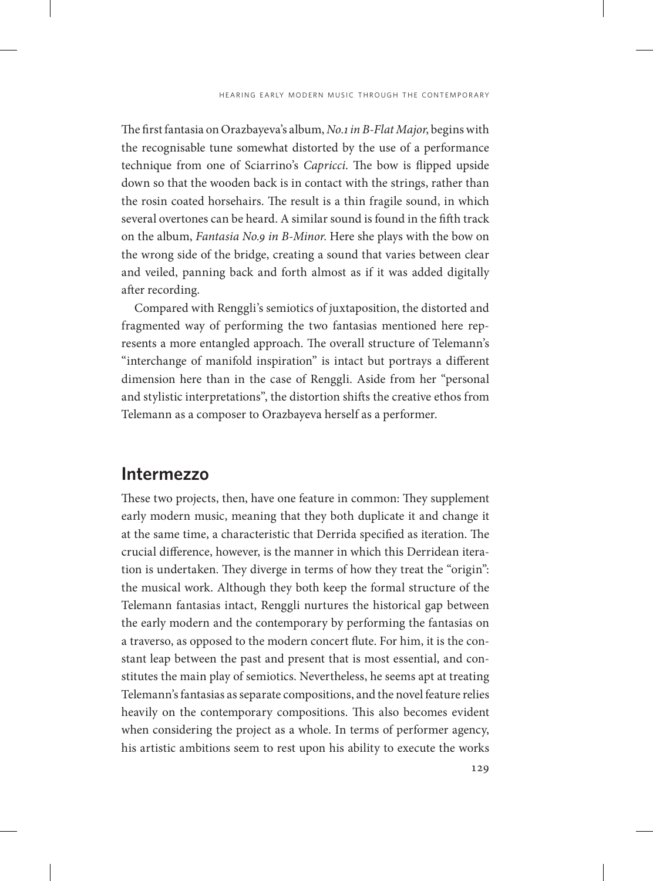The first fantasia on Orazbayeva's album, *No.1 in B-Flat Major*, begins with the recognisable tune somewhat distorted by the use of a performance technique from one of Sciarrino's *Capricci*. The bow is flipped upside down so that the wooden back is in contact with the strings, rather than the rosin coated horsehairs. The result is a thin fragile sound, in which several overtones can be heard. A similar sound is found in the fifth track on the album, *Fantasia No.9 in B-Minor*. Here she plays with the bow on the wrong side of the bridge, creating a sound that varies between clear and veiled, panning back and forth almost as if it was added digitally after recording.

Compared with Renggli's semiotics of juxtaposition, the distorted and fragmented way of performing the two fantasias mentioned here represents a more entangled approach. The overall structure of Telemann's "interchange of manifold inspiration" is intact but portrays a different dimension here than in the case of Renggli. Aside from her "personal and stylistic interpretations", the distortion shifts the creative ethos from Telemann as a composer to Orazbayeva herself as a performer.

## Intermezzo

These two projects, then, have one feature in common: They supplement early modern music, meaning that they both duplicate it and change it at the same time, a characteristic that Derrida specified as iteration. The crucial difference, however, is the manner in which this Derridean iteration is undertaken. They diverge in terms of how they treat the "origin": the musical work. Although they both keep the formal structure of the Telemann fantasias intact, Renggli nurtures the historical gap between the early modern and the contemporary by performing the fantasias on a traverso, as opposed to the modern concert flute. For him, it is the constant leap between the past and present that is most essential, and constitutes the main play of semiotics. Nevertheless, he seems apt at treating Telemann's fantasias as separate compositions, and the novel feature relies heavily on the contemporary compositions. This also becomes evident when considering the project as a whole. In terms of performer agency, his artistic ambitions seem to rest upon his ability to execute the works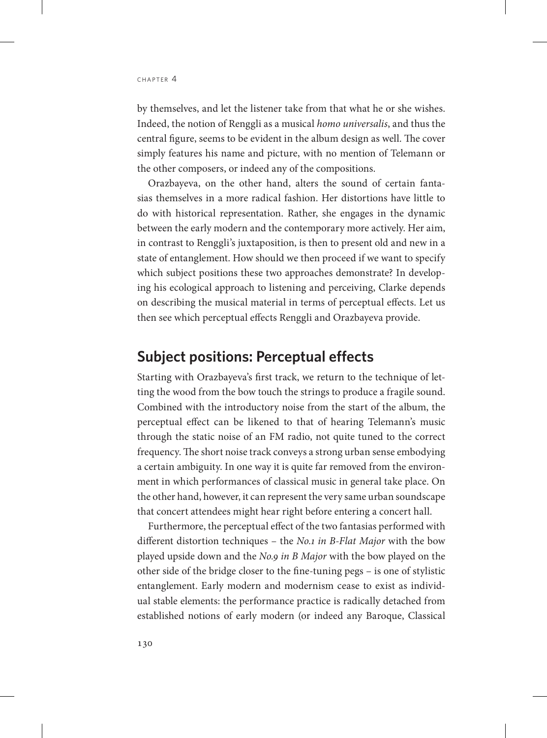by themselves, and let the listener take from that what he or she wishes. Indeed, the notion of Renggli as a musical *homo universalis*, and thus the central figure, seems to be evident in the album design as well. The cover simply features his name and picture, with no mention of Telemann or the other composers, or indeed any of the compositions.

Orazbayeva, on the other hand, alters the sound of certain fantasias themselves in a more radical fashion. Her distortions have little to do with historical representation. Rather, she engages in the dynamic between the early modern and the contemporary more actively. Her aim, in contrast to Renggli's juxtaposition, is then to present old and new in a state of entanglement. How should we then proceed if we want to specify which subject positions these two approaches demonstrate? In developing his ecological approach to listening and perceiving, Clarke depends on describing the musical material in terms of perceptual effects. Let us then see which perceptual effects Renggli and Orazbayeva provide.

## Subject positions: Perceptual effects

Starting with Orazbayeva's first track, we return to the technique of letting the wood from the bow touch the strings to produce a fragile sound. Combined with the introductory noise from the start of the album, the perceptual effect can be likened to that of hearing Telemann's music through the static noise of an FM radio, not quite tuned to the correct frequency. The short noise track conveys a strong urban sense embodying a certain ambiguity. In one way it is quite far removed from the environment in which performances of classical music in general take place. On the other hand, however, it can represent the very same urban soundscape that concert attendees might hear right before entering a concert hall.

Furthermore, the perceptual effect of the two fantasias performed with different distortion techniques – the *No.1 in B-Flat Major* with the bow played upside down and the *No.9 in B Major* with the bow played on the other side of the bridge closer to the fine-tuning pegs – is one of stylistic entanglement. Early modern and modernism cease to exist as individual stable elements: the performance practice is radically detached from established notions of early modern (or indeed any Baroque, Classical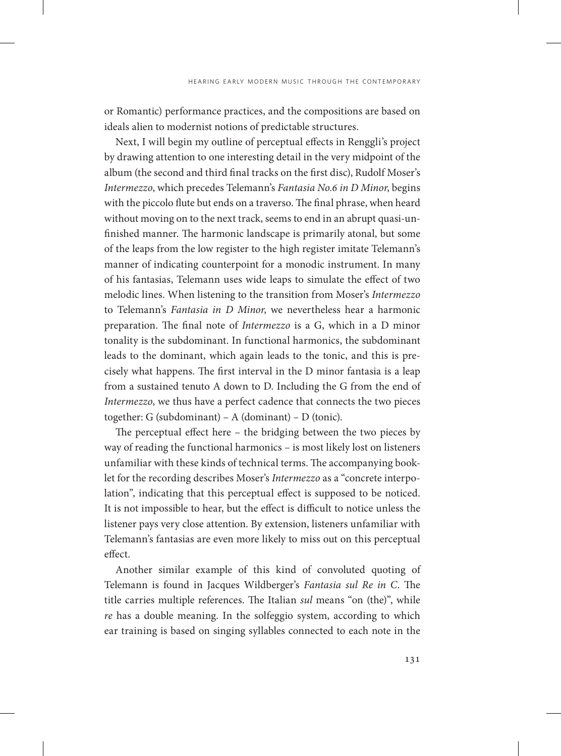or Romantic) performance practices, and the compositions are based on ideals alien to modernist notions of predictable structures.

Next, I will begin my outline of perceptual effects in Renggli's project by drawing attention to one interesting detail in the very midpoint of the album (the second and third final tracks on the first disc), Rudolf Moser's *Intermezzo*, which precedes Telemann's *Fantasia No.6 in D Minor*, begins with the piccolo flute but ends on a traverso. The final phrase, when heard without moving on to the next track, seems to end in an abrupt quasi-unfinished manner. The harmonic landscape is primarily atonal, but some of the leaps from the low register to the high register imitate Telemann's manner of indicating counterpoint for a monodic instrument. In many of his fantasias, Telemann uses wide leaps to simulate the effect of two melodic lines. When listening to the transition from Moser's *Intermezzo* to Telemann's *Fantasia in D Minor*, we nevertheless hear a harmonic preparation. The final note of *Intermezzo* is a G, which in a D minor tonality is the subdominant. In functional harmonics, the subdominant leads to the dominant, which again leads to the tonic, and this is precisely what happens. The first interval in the D minor fantasia is a leap from a sustained tenuto A down to D. Including the G from the end of *Intermezzo*, we thus have a perfect cadence that connects the two pieces together: G (subdominant) – A (dominant) – D (tonic).

The perceptual effect here – the bridging between the two pieces by way of reading the functional harmonics – is most likely lost on listeners unfamiliar with these kinds of technical terms. The accompanying booklet for the recording describes Moser's *Intermezzo* as a "concrete interpolation", indicating that this perceptual effect is supposed to be noticed. It is not impossible to hear, but the effect is difficult to notice unless the listener pays very close attention. By extension, listeners unfamiliar with Telemann's fantasias are even more likely to miss out on this perceptual effect.

Another similar example of this kind of convoluted quoting of Telemann is found in Jacques Wildberger's *Fantasia sul Re in C*. The title carries multiple references. The Italian *sul* means "on (the)", while *re* has a double meaning. In the solfeggio system, according to which ear training is based on singing syllables connected to each note in the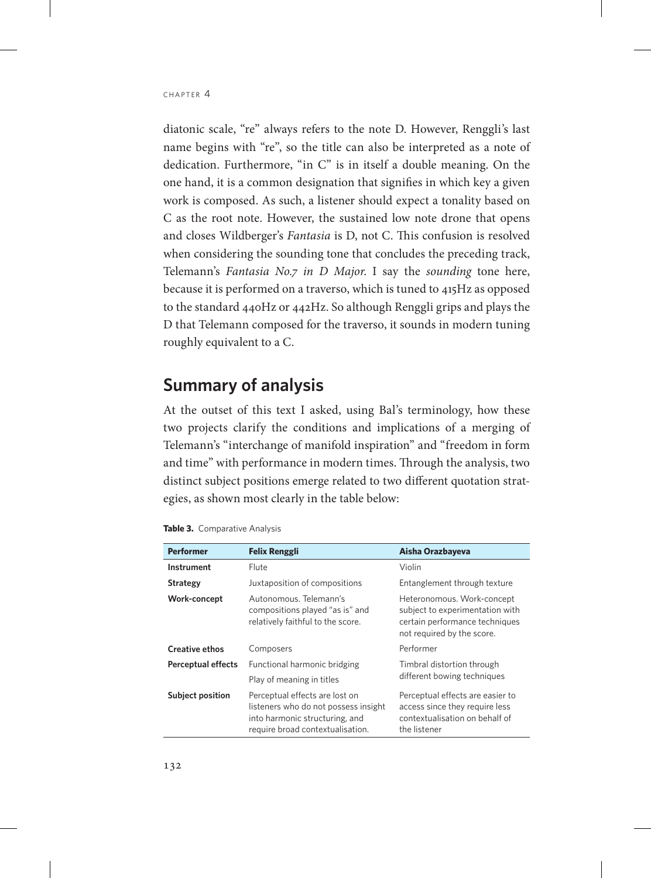diatonic scale, "re" always refers to the note D. However, Renggli's last name begins with "re", so the title can also be interpreted as a note of dedication. Furthermore, "in C" is in itself a double meaning. On the one hand, it is a common designation that signifies in which key a given work is composed. As such, a listener should expect a tonality based on C as the root note. However, the sustained low note drone that opens and closes Wildberger's *Fantasia* is D, not C. This confusion is resolved when considering the sounding tone that concludes the preceding track, Telemann's *Fantasia No.7 in D Major*. I say the *sounding* tone here, because it is performed on a traverso, which is tuned to 415Hz as opposed to the standard 440Hz or 442Hz. So although Renggli grips and plays the D that Telemann composed for the traverso, it sounds in modern tuning roughly equivalent to a C.

## Summary of analysis

At the outset of this text I asked, using Bal's terminology, how these two projects clarify the conditions and implications of a merging of Telemann's "interchange of manifold inspiration" and "freedom in form and time" with performance in modern times. Through the analysis, two distinct subject positions emerge related to two different quotation strategies, as shown most clearly in the table below:

**Table 3.** Comparative Analysis

| Performer | Felix Renggli | Aisha Orazbayeva |
|---|---|---|
| Instrument | Flute | Violin |
| Strategy | Juxtaposition of compositions | Entanglement through texture |
| Work-concept | Autonomous. Telemann's compositions played "as is" and relatively faithful to the score. | Heteronomous. Work-concept subject to experimentation with certain performance techniques not required by the score. |
| Creative ethos | Composers | Performer |
| Perceptual effects | Functional harmonic bridging<br>Play of meaning in titles | Timbral distortion through different bowing techniques |
| Subject position | Perceptual effects are lost on listeners who do not possess insight into harmonic structuring, and require broad contextualisation. | Perceptual effects are easier to access since they require less contextualisation on behalf of the listener |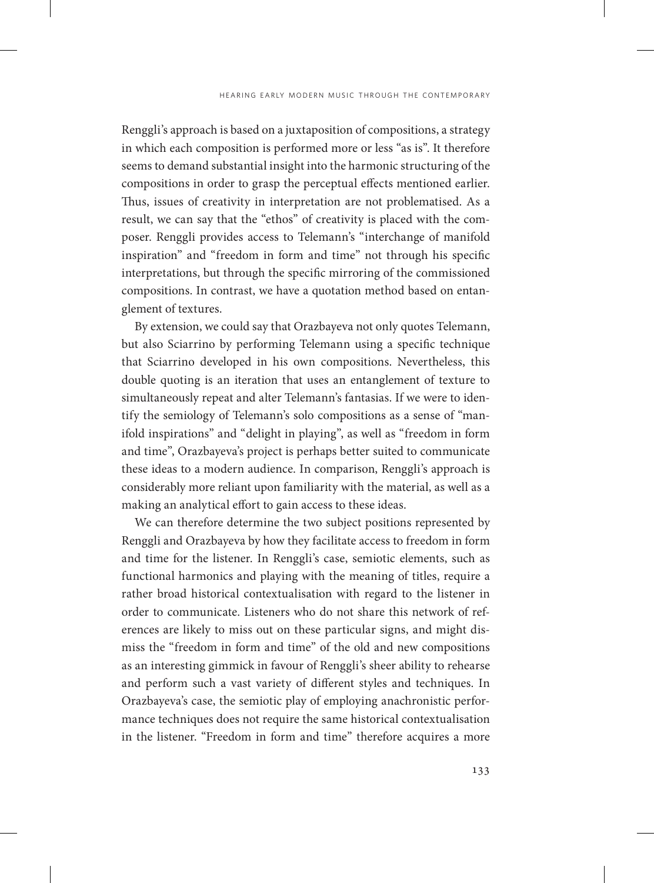Renggli's approach is based on a juxtaposition of compositions, a strategy in which each composition is performed more or less "as is". It therefore seems to demand substantial insight into the harmonic structuring of the compositions in order to grasp the perceptual effects mentioned earlier. Thus, issues of creativity in interpretation are not problematised. As a result, we can say that the "ethos" of creativity is placed with the composer. Renggli provides access to Telemann's "interchange of manifold inspiration" and "freedom in form and time" not through his specific interpretations, but through the specific mirroring of the commissioned compositions. In contrast, we have a quotation method based on entanglement of textures.

By extension, we could say that Orazbayeva not only quotes Telemann, but also Sciarrino by performing Telemann using a specific technique that Sciarrino developed in his own compositions. Nevertheless, this double quoting is an iteration that uses an entanglement of texture to simultaneously repeat and alter Telemann's fantasias. If we were to identify the semiology of Telemann's solo compositions as a sense of "manifold inspirations" and "delight in playing", as well as "freedom in form and time", Orazbayeva's project is perhaps better suited to communicate these ideas to a modern audience. In comparison, Renggli's approach is considerably more reliant upon familiarity with the material, as well as a making an analytical effort to gain access to these ideas.

We can therefore determine the two subject positions represented by Renggli and Orazbayeva by how they facilitate access to freedom in form and time for the listener. In Renggli's case, semiotic elements, such as functional harmonics and playing with the meaning of titles, require a rather broad historical contextualisation with regard to the listener in order to communicate. Listeners who do not share this network of references are likely to miss out on these particular signs, and might dismiss the "freedom in form and time" of the old and new compositions as an interesting gimmick in favour of Renggli's sheer ability to rehearse and perform such a vast variety of different styles and techniques. In Orazbayeva's case, the semiotic play of employing anachronistic performance techniques does not require the same historical contextualisation in the listener. "Freedom in form and time" therefore acquires a more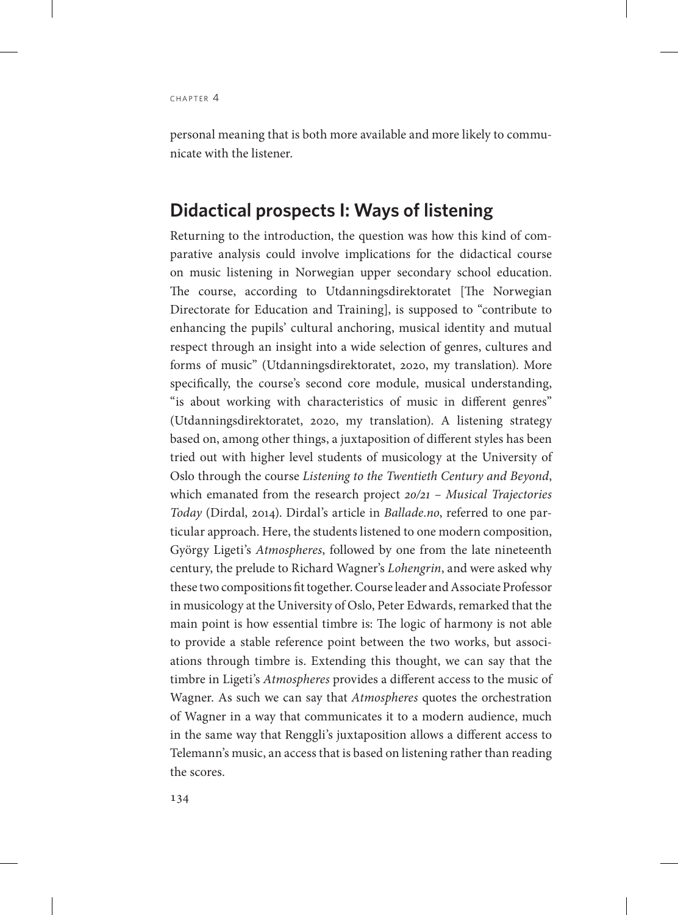personal meaning that is both more available and more likely to communicate with the listener.

## Didactical prospects I: Ways of listening

Returning to the introduction, the question was how this kind of comparative analysis could involve implications for the didactical course on music listening in Norwegian upper secondary school education. The course, according to Utdanningsdirektoratet [The Norwegian Directorate for Education and Training], is supposed to "contribute to enhancing the pupils' cultural anchoring, musical identity and mutual respect through an insight into a wide selection of genres, cultures and forms of music" (Utdanningsdirektoratet, 2020, my translation). More specifically, the course's second core module, musical understanding, "is about working with characteristics of music in different genres" (Utdanningsdirektoratet, 2020, my translation). A listening strategy based on, among other things, a juxtaposition of different styles has been tried out with higher level students of musicology at the University of Oslo through the course *Listening to the Twentieth Century and Beyond*, which emanated from the research project *20/21 – Musical Trajectories Today* (Dirdal, 2014). Dirdal's article in *Ballade.no*, referred to one particular approach. Here, the students listened to one modern composition, György Ligeti's *Atmospheres*, followed by one from the late nineteenth century, the prelude to Richard Wagner's *Lohengrin*, and were asked why these two compositions fit together. Course leader and Associate Professor in musicology at the University of Oslo, Peter Edwards, remarked that the main point is how essential timbre is: The logic of harmony is not able to provide a stable reference point between the two works, but associations through timbre is. Extending this thought, we can say that the timbre in Ligeti's *Atmospheres* provides a different access to the music of Wagner. As such we can say that *Atmospheres* quotes the orchestration of Wagner in a way that communicates it to a modern audience, much in the same way that Renggli's juxtaposition allows a different access to Telemann's music, an access that is based on listening rather than reading the scores.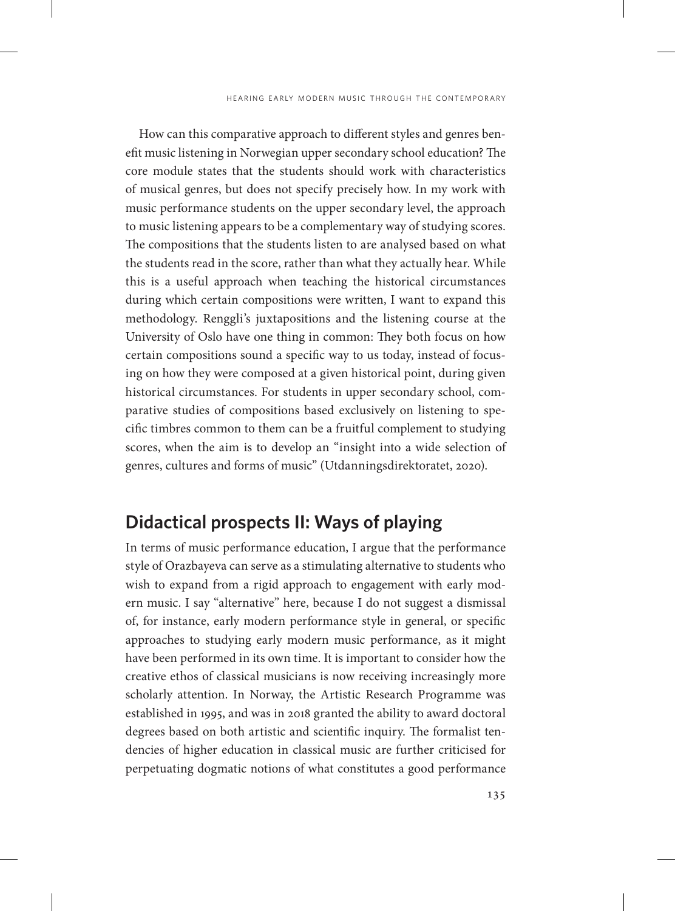How can this comparative approach to different styles and genres benefit music listening in Norwegian upper secondary school education? The core module states that the students should work with characteristics of musical genres, but does not specify precisely how. In my work with music performance students on the upper secondary level, the approach to music listening appears to be a complementary way of studying scores. The compositions that the students listen to are analysed based on what the students read in the score, rather than what they actually hear. While this is a useful approach when teaching the historical circumstances during which certain compositions were written, I want to expand this methodology. Renggli's juxtapositions and the listening course at the University of Oslo have one thing in common: They both focus on how certain compositions sound a specific way to us today, instead of focusing on how they were composed at a given historical point, during given historical circumstances. For students in upper secondary school, comparative studies of compositions based exclusively on listening to specific timbres common to them can be a fruitful complement to studying scores, when the aim is to develop an "insight into a wide selection of genres, cultures and forms of music" (Utdanningsdirektoratet, 2020).

## Didactical prospects II: Ways of playing

In terms of music performance education, I argue that the performance style of Orazbayeva can serve as a stimulating alternative to students who wish to expand from a rigid approach to engagement with early modern music. I say "alternative" here, because I do not suggest a dismissal of, for instance, early modern performance style in general, or specific approaches to studying early modern music performance, as it might have been performed in its own time. It is important to consider how the creative ethos of classical musicians is now receiving increasingly more scholarly attention. In Norway, the Artistic Research Programme was established in 1995, and was in 2018 granted the ability to award doctoral degrees based on both artistic and scientific inquiry. The formalist tendencies of higher education in classical music are further criticised for perpetuating dogmatic notions of what constitutes a good performance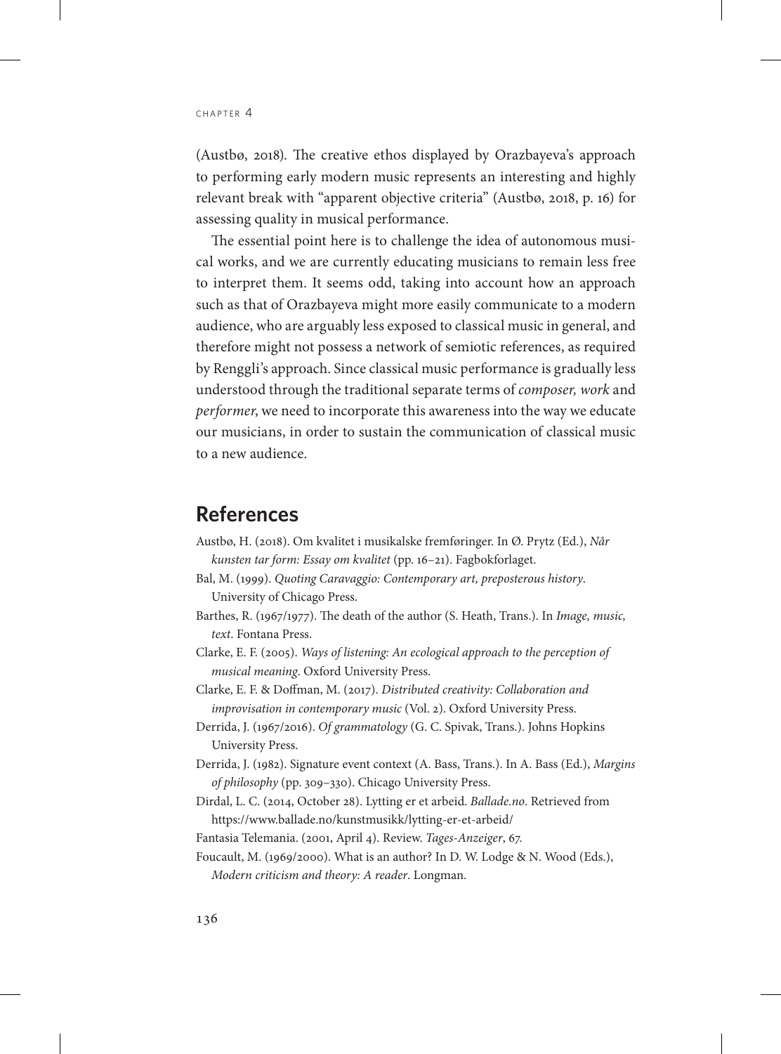(Austbø, 2018). The creative ethos displayed by Orazbayeva's approach to performing early modern music represents an interesting and highly relevant break with "apparent objective criteria" (Austbø, 2018, p. 16) for assessing quality in musical performance.

The essential point here is to challenge the idea of autonomous musical works, and we are currently educating musicians to remain less free to interpret them. It seems odd, taking into account how an approach such as that of Orazbayeva might more easily communicate to a modern audience, who are arguably less exposed to classical music in general, and therefore might not possess a network of semiotic references, as required by Renggli's approach. Since classical music performance is gradually less understood through the traditional separate terms of *composer, work* and *performer*, we need to incorporate this awareness into the way we educate our musicians, in order to sustain the communication of classical music to a new audience.

## References

Austbø, H. (2018). Om kvalitet i musikalske fremføringer. In Ø. Prytz (Ed.), *Når kunsten tar form: Essay om kvalitet* (pp. 16–21). Fagbokforlaget.

Bal, M. (1999). *Quoting Caravaggio: Contemporary art, preposterous history*. University of Chicago Press.

Barthes, R. (1967/1977). The death of the author (S. Heath, Trans.). In *Image, music, text*. Fontana Press.

Clarke, E. F. (2005). *Ways of listening: An ecological approach to the perception of musical meaning*. Oxford University Press.

Clarke, E. F. & Doffman, M. (2017). *Distributed creativity: Collaboration and improvisation in contemporary music* (Vol. 2). Oxford University Press.

Derrida, J. (1967/2016). *Of grammatology* (G. C. Spivak, Trans.). Johns Hopkins University Press.

Derrida, J. (1982). Signature event context (A. Bass, Trans.). In A. Bass (Ed.), *Margins of philosophy* (pp. 309–330). Chicago University Press.

Dirdal, L. C. (2014, October 28). Lytting er et arbeid. *Ballade.no*. Retrieved from https://www.ballade.no/kunstmusikk/lytting-er-et-arbeid/

Fantasia Telemania. (2001, April 4). Review. *Tages-Anzeiger*, 67.

Foucault, M. (1969/2000). What is an author? In D. W. Lodge & N. Wood (Eds.), *Modern criticism and theory: A reader*. Longman.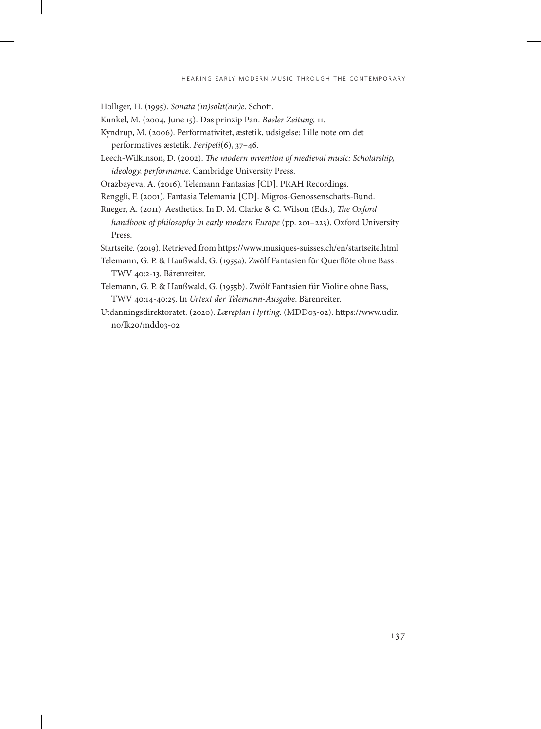Holliger, H. (1995). *Sonata (in)solit(air)e*. Schott.

Kunkel, M. (2004, June 15). Das prinzip Pan. *Basler Zeitung,* 11.

Kyndrup, M. (2006). Performativitet, æstetik, udsigelse: Lille note om det performatives æstetik. *Peripeti*(6), 37–46.

Leech-Wilkinson, D. (2002). *The modern invention of medieval music: Scholarship, ideology, performance*. Cambridge University Press.

Orazbayeva, A. (2016). Telemann Fantasias [CD]. PRAH Recordings.

Renggli, F. (2001). Fantasia Telemania [CD]. Migros-Genossenschafts-Bund.

Rueger, A. (2011). Aesthetics. In D. M. Clarke & C. Wilson (Eds.), *The Oxford handbook of philosophy in early modern Europe* (pp. 201–223). Oxford University Press.

Startseite. (2019). Retrieved from https://www.musiques-suisses.ch/en/startseite.html

Telemann, G. P. & Haußwald, G. (1955a). Zwölf Fantasien für Querflöte ohne Bass : TWV 40:2-13. Bärenreiter.

Telemann, G. P. & Haußwald, G. (1955b). Zwölf Fantasien für Violine ohne Bass, TWV 40:14-40:25. In *Urtext der Telemann-Ausgabe*. Bärenreiter.

Utdanningsdirektoratet. (2020). *Læreplan i lytting*. (MDD03-02). https://www.udir.no/lk20/mdd03-02